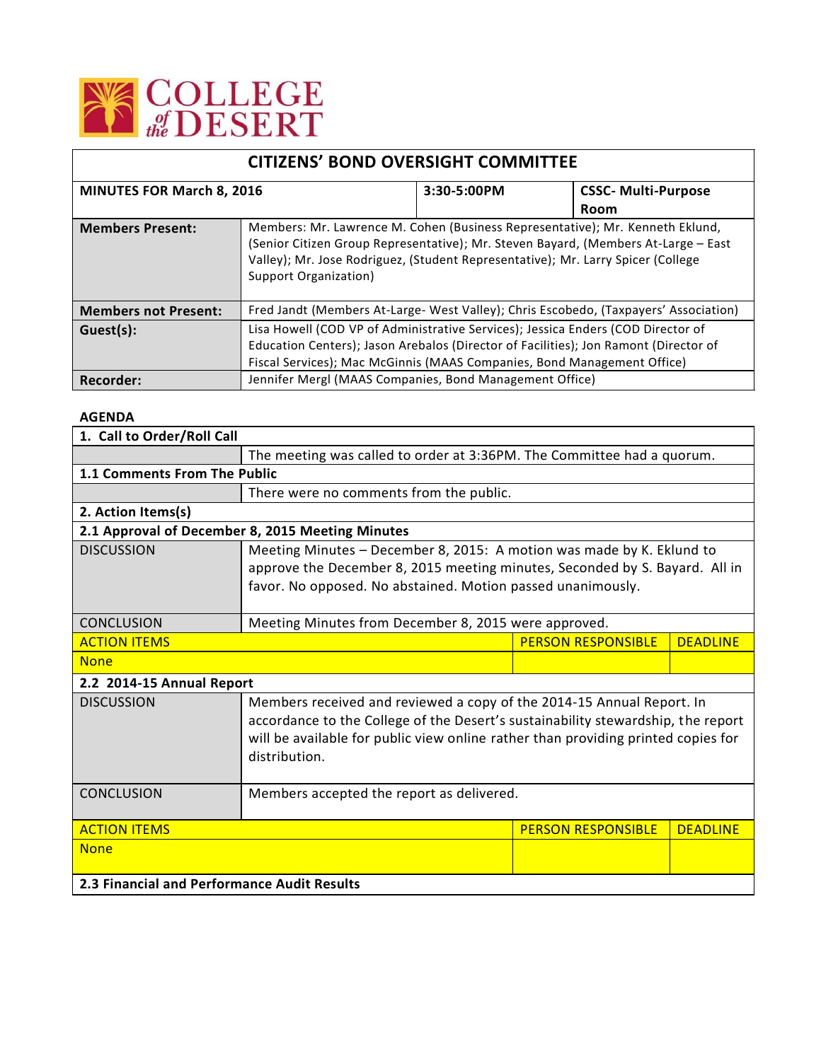COLLEGE of the DESERT

| CITIZENS' BOND OVERSIGHT COMMITTEE | | |
|---|---|---|
| **MINUTES FOR March 8, 2016** | **3:30-5:00PM** | **CSSC- Multi-Purpose Room** |

| | |
|---|---|
| **Members Present:** | Members: Mr. Lawrence M. Cohen (Business Representative); Mr. Kenneth Eklund, (Senior Citizen Group Representative); Mr. Steven Bayard, (Members At-Large – East Valley); Mr. Jose Rodriguez, (Student Representative); Mr. Larry Spicer (College Support Organization) |
| **Members not Present:** | Fred Jandt (Members At-Large- West Valley); Chris Escobedo, (Taxpayers' Association) |
| **Guest(s):** | Lisa Howell (COD VP of Administrative Services); Jessica Enders (COD Director of Education Centers); Jason Arebalos (Director of Facilities); Jon Ramont (Director of Fiscal Services); Mac McGinnis (MAAS Companies, Bond Management Office) |
| **Recorder:** | Jennifer Mergl (MAAS Companies, Bond Management Office) |

**AGENDA**

| | | | |
|---|---|---|---|
| **1. Call to Order/Roll Call** | | | |
| | The meeting was called to order at 3:36PM. The Committee had a quorum. | | |
| **1.1 Comments From The Public** | | | |
| | There were no comments from the public. | | |
| **2. Action Items(s)** | | | |
| **2.1 Approval of December 8, 2015 Meeting Minutes** | | | |
| DISCUSSION | Meeting Minutes – December 8, 2015: A motion was made by K. Eklund to approve the December 8, 2015 meeting minutes, Seconded by S. Bayard. All in favor. No opposed. No abstained. Motion passed unanimously. | | |
| CONCLUSION | Meeting Minutes from December 8, 2015 were approved. | | |
| ACTION ITEMS | | PERSON RESPONSIBLE | DEADLINE |
| None | | | |
| **2.2 2014-15 Annual Report** | | | |
| DISCUSSION | Members received and reviewed a copy of the 2014-15 Annual Report. In accordance to the College of the Desert's sustainability stewardship, the report will be available for public view online rather than providing printed copies for distribution. | | |
| CONCLUSION | Members accepted the report as delivered. | | |
| ACTION ITEMS | | PERSON RESPONSIBLE | DEADLINE |
| None | | | |
| **2.3 Financial and Performance Audit Results** | | | |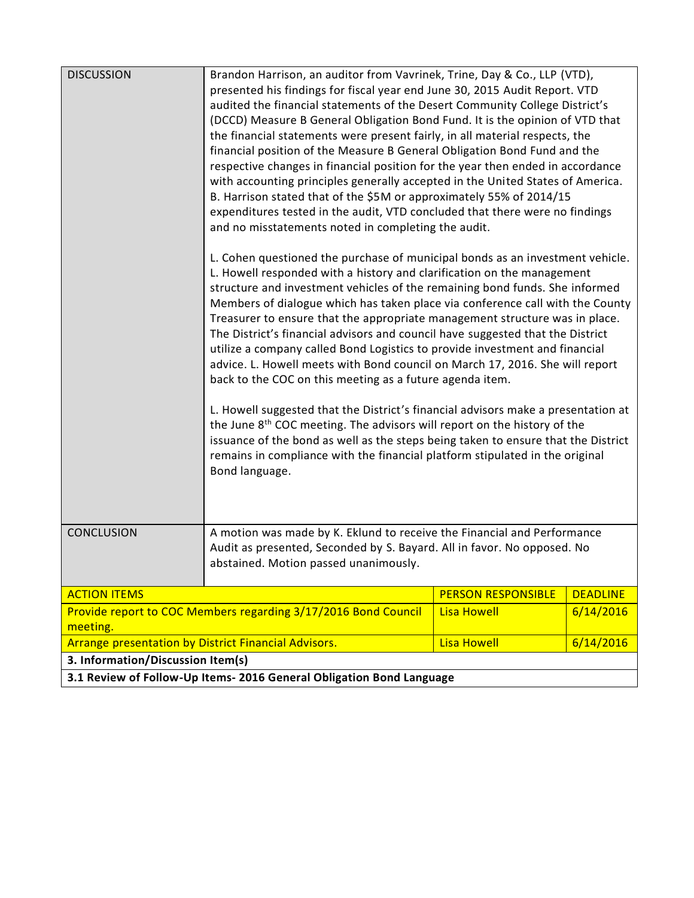| DISCUSSION | Brandon Harrison, an auditor from Vavrinek, Trine, Day & Co., LLP (VTD), presented his findings for fiscal year end June 30, 2015 Audit Report. VTD audited the financial statements of the Desert Community College District's (DCCD) Measure B General Obligation Bond Fund. It is the opinion of VTD that the financial statements were present fairly, in all material respects, the financial position of the Measure B General Obligation Bond Fund and the respective changes in financial position for the year then ended in accordance with accounting principles generally accepted in the United States of America. B. Harrison stated that of the $5M or approximately 55% of 2014/15 expenditures tested in the audit, VTD concluded that there were no findings and no misstatements noted in completing the audit.<br><br>L. Cohen questioned the purchase of municipal bonds as an investment vehicle. L. Howell responded with a history and clarification on the management structure and investment vehicles of the remaining bond funds. She informed Members of dialogue which has taken place via conference call with the County Treasurer to ensure that the appropriate management structure was in place. The District's financial advisors and council have suggested that the District utilize a company called Bond Logistics to provide investment and financial advice. L. Howell meets with Bond council on March 17, 2016. She will report back to the COC on this meeting as a future agenda item.<br><br>L. Howell suggested that the District's financial advisors make a presentation at the June 8th COC meeting. The advisors will report on the history of the issuance of the bond as well as the steps being taken to ensure that the District remains in compliance with the financial platform stipulated in the original Bond language. |
|---|---|
| CONCLUSION | A motion was made by K. Eklund to receive the Financial and Performance Audit as presented, Seconded by S. Bayard. All in favor. No opposed. No abstained. Motion passed unanimously. |

| ACTION ITEMS | PERSON RESPONSIBLE | DEADLINE |
|---|---|---|
| Provide report to COC Members regarding 3/17/2016 Bond Council meeting. | Lisa Howell | 6/14/2016 |
| Arrange presentation by District Financial Advisors. | Lisa Howell | 6/14/2016 |

**3. Information/Discussion Item(s)**

**3.1 Review of Follow-Up Items- 2016 General Obligation Bond Language**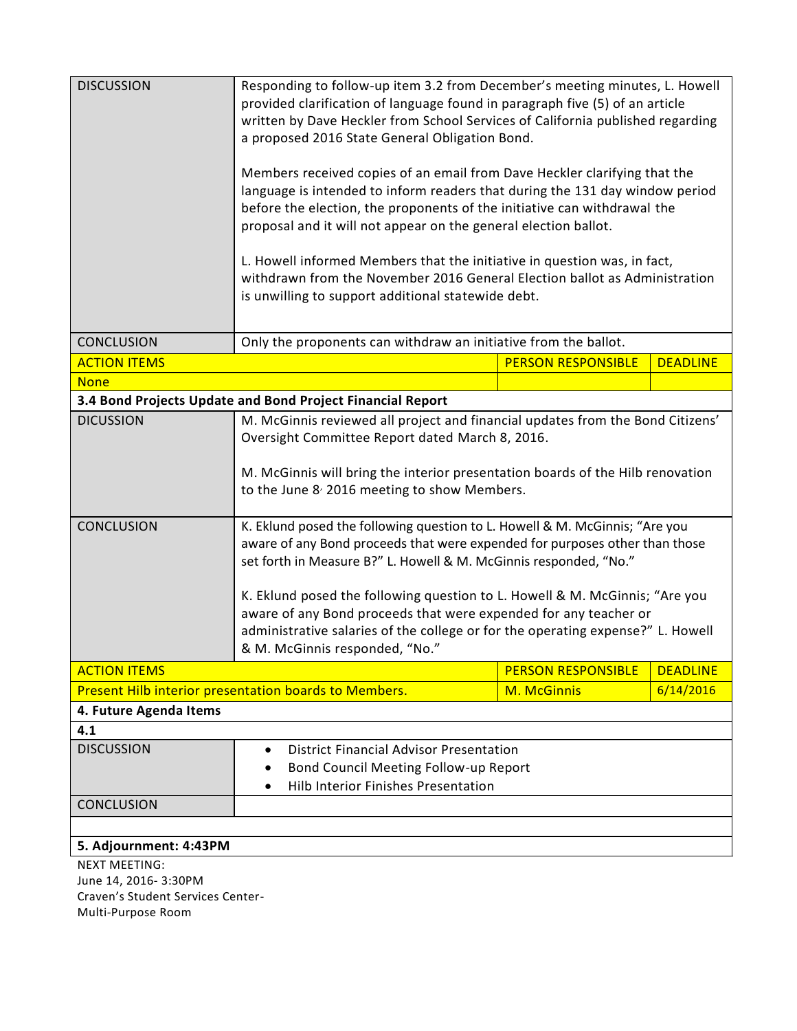| | | | |
|---|---|---|---|
| DISCUSSION | Responding to follow-up item 3.2 from December's meeting minutes, L. Howell provided clarification of language found in paragraph five (5) of an article written by Dave Heckler from School Services of California published regarding a proposed 2016 State General Obligation Bond.<br><br>Members received copies of an email from Dave Heckler clarifying that the language is intended to inform readers that during the 131 day window period before the election, the proponents of the initiative can withdrawal the proposal and it will not appear on the general election ballot.<br><br>L. Howell informed Members that the initiative in question was, in fact, withdrawn from the November 2016 General Election ballot as Administration is unwilling to support additional statewide debt. | | |
| CONCLUSION | Only the proponents can withdraw an initiative from the ballot. | | |
| ACTION ITEMS | | PERSON RESPONSIBLE | DEADLINE |
| None | | | |
| **3.4 Bond Projects Update and Bond Project Financial Report** | | | |
| DICUSSION | M. McGinnis reviewed all project and financial updates from the Bond Citizens' Oversight Committee Report dated March 8, 2016.<br><br>M. McGinnis will bring the interior presentation boards of the Hilb renovation to the June 8, 2016 meeting to show Members. | | |
| CONCLUSION | K. Eklund posed the following question to L. Howell & M. McGinnis; "Are you aware of any Bond proceeds that were expended for purposes other than those set forth in Measure B?" L. Howell & M. McGinnis responded, "No."<br><br>K. Eklund posed the following question to L. Howell & M. McGinnis; "Are you aware of any Bond proceeds that were expended for any teacher or administrative salaries of the college or for the operating expense?" L. Howell & M. McGinnis responded, "No." | | |
| ACTION ITEMS | | PERSON RESPONSIBLE | DEADLINE |
| Present Hilb interior presentation boards to Members. | | M. McGinnis | 6/14/2016 |
| **4. Future Agenda Items** | | | |
| **4.1** | | | |
| DISCUSSION | • District Financial Advisor Presentation<br>• Bond Council Meeting Follow-up Report<br>• Hilb Interior Finishes Presentation | | |
| CONCLUSION | | | |
| | | | |
| **5. Adjournment: 4:43PM** | | | |

NEXT MEETING:
June 14, 2016- 3:30PM
Craven's Student Services Center-
Multi-Purpose Room